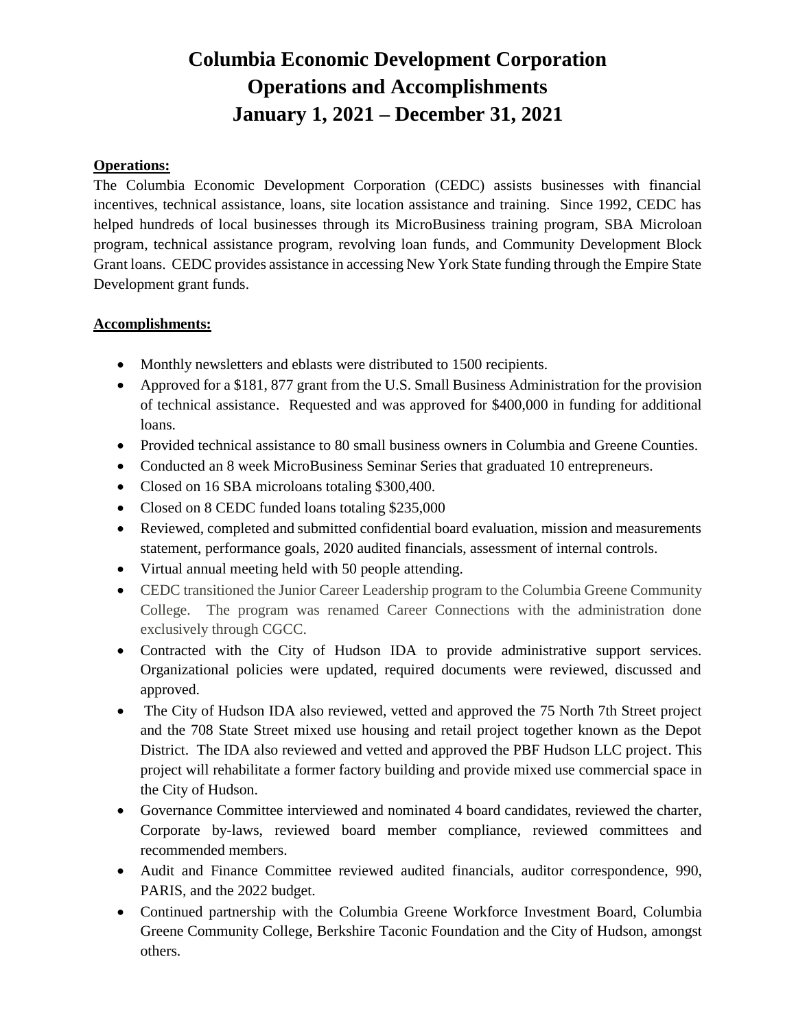# Columbia Economic Development Corporation
# Operations and Accomplishments
# January 1, 2021 – December 31, 2021

**Operations:**

The Columbia Economic Development Corporation (CEDC) assists businesses with financial incentives, technical assistance, loans, site location assistance and training. Since 1992, CEDC has helped hundreds of local businesses through its MicroBusiness training program, SBA Microloan program, technical assistance program, revolving loan funds, and Community Development Block Grant loans. CEDC provides assistance in accessing New York State funding through the Empire State Development grant funds.

**Accomplishments:**

- Monthly newsletters and eblasts were distributed to 1500 recipients.
- Approved for a $181, 877 grant from the U.S. Small Business Administration for the provision of technical assistance. Requested and was approved for $400,000 in funding for additional loans.
- Provided technical assistance to 80 small business owners in Columbia and Greene Counties.
- Conducted an 8 week MicroBusiness Seminar Series that graduated 10 entrepreneurs.
- Closed on 16 SBA microloans totaling $300,400.
- Closed on 8 CEDC funded loans totaling $235,000
- Reviewed, completed and submitted confidential board evaluation, mission and measurements statement, performance goals, 2020 audited financials, assessment of internal controls.
- Virtual annual meeting held with 50 people attending.
- CEDC transitioned the Junior Career Leadership program to the Columbia Greene Community College. The program was renamed Career Connections with the administration done exclusively through CGCC.
- Contracted with the City of Hudson IDA to provide administrative support services. Organizational policies were updated, required documents were reviewed, discussed and approved.
- The City of Hudson IDA also reviewed, vetted and approved the 75 North 7th Street project and the 708 State Street mixed use housing and retail project together known as the Depot District. The IDA also reviewed and vetted and approved the PBF Hudson LLC project. This project will rehabilitate a former factory building and provide mixed use commercial space in the City of Hudson.
- Governance Committee interviewed and nominated 4 board candidates, reviewed the charter, Corporate by-laws, reviewed board member compliance, reviewed committees and recommended members.
- Audit and Finance Committee reviewed audited financials, auditor correspondence, 990, PARIS, and the 2022 budget.
- Continued partnership with the Columbia Greene Workforce Investment Board, Columbia Greene Community College, Berkshire Taconic Foundation and the City of Hudson, amongst others.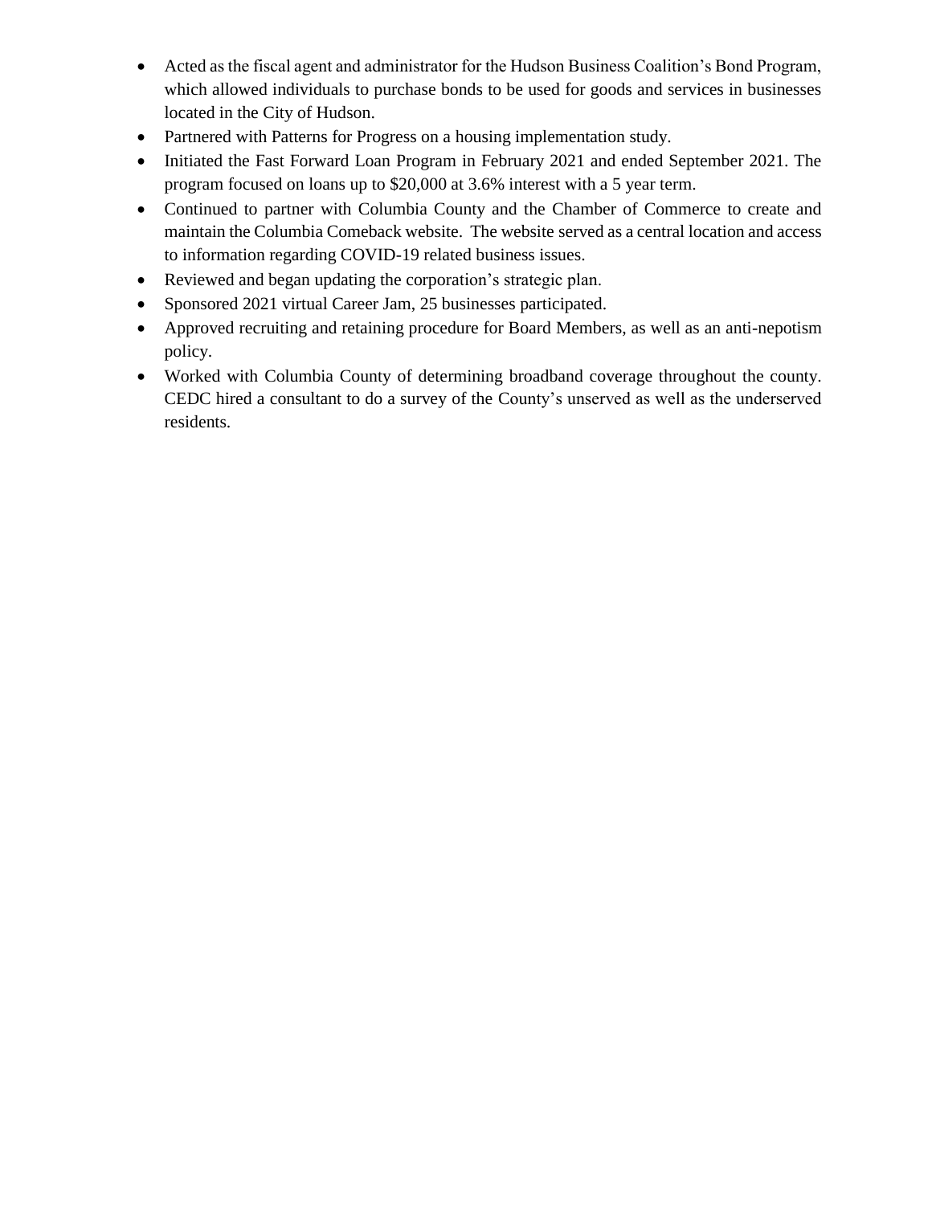- Acted as the fiscal agent and administrator for the Hudson Business Coalition's Bond Program, which allowed individuals to purchase bonds to be used for goods and services in businesses located in the City of Hudson.
- Partnered with Patterns for Progress on a housing implementation study.
- Initiated the Fast Forward Loan Program in February 2021 and ended September 2021. The program focused on loans up to $20,000 at 3.6% interest with a 5 year term.
- Continued to partner with Columbia County and the Chamber of Commerce to create and maintain the Columbia Comeback website. The website served as a central location and access to information regarding COVID-19 related business issues.
- Reviewed and began updating the corporation's strategic plan.
- Sponsored 2021 virtual Career Jam, 25 businesses participated.
- Approved recruiting and retaining procedure for Board Members, as well as an anti-nepotism policy.
- Worked with Columbia County of determining broadband coverage throughout the county. CEDC hired a consultant to do a survey of the County's unserved as well as the underserved residents.